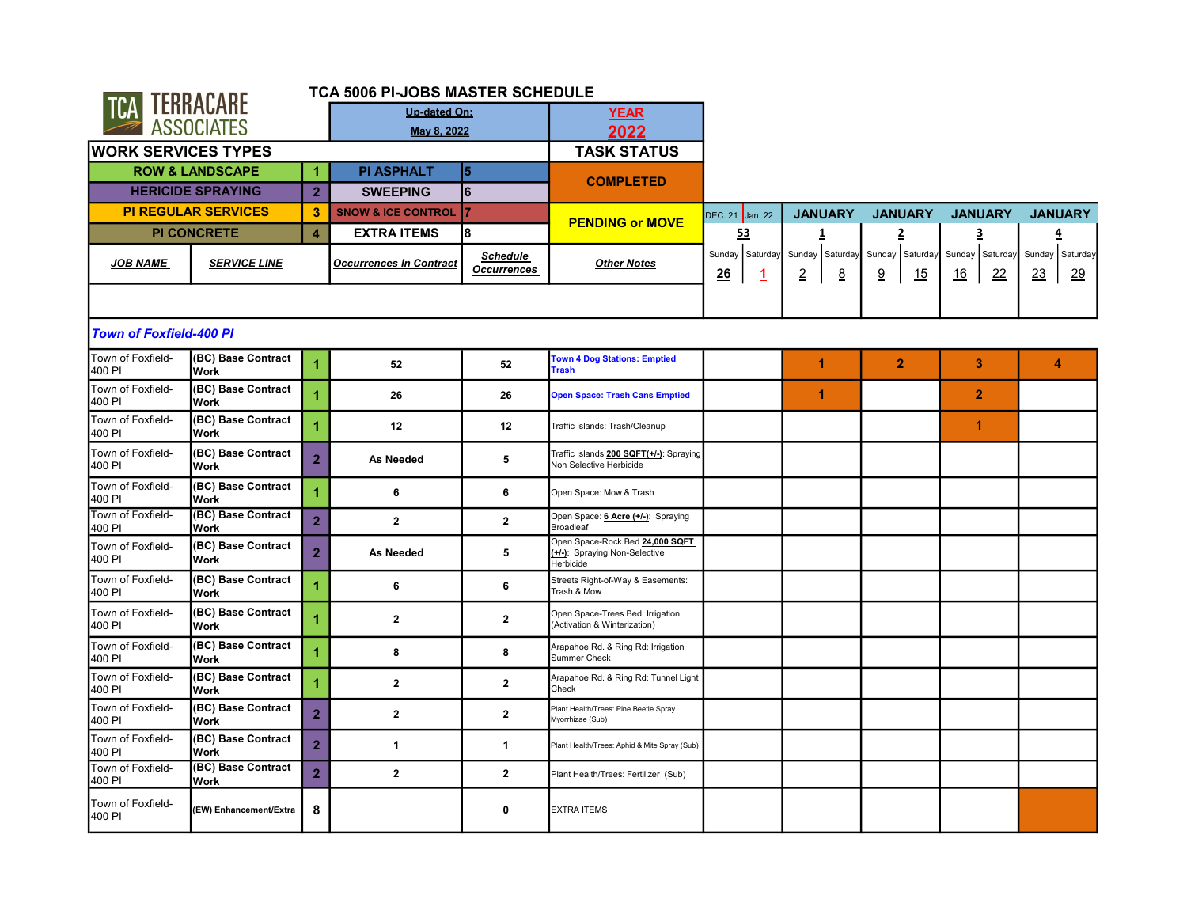# TCA 5006 PI-JOBS MASTER SCHEDULE

TERRACARE ASSOCIATES

| Up-dated On: | YEAR |
|---|---|
| May 8, 2022 | 2022 |

**WORK SERVICES TYPES**

| Type | Code | Type | Code |
|---|---|---|---|
| ROW & LANDSCAPE | 1 | PI ASPHALT | 5 |
| HERICIDE SPRAYING | 2 | SWEEPING | 6 |
| PI REGULAR SERVICES | 3 | SNOW & ICE CONTROL | 7 |
| PI CONCRETE | 4 | EXTRA ITEMS | 8 |

**TASK STATUS**

- COMPLETED
- PENDING or MOVE

## Town of Foxfield-400 PI

| JOB NAME | SERVICE LINE | | Occurrences In Contract | Schedule Occurrences | Other Notes | DEC. 21 / Jan. 22 53 (Sunday 26 / Saturday 1) | JANUARY 1 (Sunday 2 / Saturday 8) | JANUARY 2 (Sunday 9 / Saturday 15) | JANUARY 3 (Sunday 16 / Saturday 22) | JANUARY 4 (Sunday 23 / Saturday 29) |
|---|---|---|---|---|---|---|---|---|---|---|
| Town of Foxfield-400 PI | (BC) Base Contract Work | 1 | 52 | 52 | Town 4 Dog Stations: Emptied Trash | | 1 | 2 | 3 | 4 |
| Town of Foxfield-400 PI | (BC) Base Contract Work | 1 | 26 | 26 | Open Space: Trash Cans Emptied | | 1 | | 2 | |
| Town of Foxfield-400 PI | (BC) Base Contract Work | 1 | 12 | 12 | Traffic Islands: Trash/Cleanup | | | | 1 | |
| Town of Foxfield-400 PI | (BC) Base Contract Work | 2 | As Needed | 5 | Traffic Islands 200 SQFT(+/-): Spraying Non Selective Herbicide | | | | | |
| Town of Foxfield-400 PI | (BC) Base Contract Work | 1 | 6 | 6 | Open Space: Mow & Trash | | | | | |
| Town of Foxfield-400 PI | (BC) Base Contract Work | 2 | 2 | 2 | Open Space: 6 Acre (+/-): Spraying Broadleaf | | | | | |
| Town of Foxfield-400 PI | (BC) Base Contract Work | 2 | As Needed | 5 | Open Space-Rock Bed 24,000 SQFT (+/-): Spraying Non-Selective Herbicide | | | | | |
| Town of Foxfield-400 PI | (BC) Base Contract Work | 1 | 6 | 6 | Streets Right-of-Way & Easements: Trash & Mow | | | | | |
| Town of Foxfield-400 PI | (BC) Base Contract Work | 1 | 2 | 2 | Open Space-Trees Bed: Irrigation (Activation & Winterization) | | | | | |
| Town of Foxfield-400 PI | (BC) Base Contract Work | 1 | 8 | 8 | Arapahoe Rd. & Ring Rd: Irrigation Summer Check | | | | | |
| Town of Foxfield-400 PI | (BC) Base Contract Work | 1 | 2 | 2 | Arapahoe Rd. & Ring Rd: Tunnel Light Check | | | | | |
| Town of Foxfield-400 PI | (BC) Base Contract Work | 2 | 2 | 2 | Plant Health/Trees: Pine Beetle Spray Myorrhizae (Sub) | | | | | |
| Town of Foxfield-400 PI | (BC) Base Contract Work | 2 | 1 | 1 | Plant Health/Trees: Aphid & Mite Spray (Sub) | | | | | |
| Town of Foxfield-400 PI | (BC) Base Contract Work | 2 | 2 | 2 | Plant Health/Trees: Fertilizer (Sub) | | | | | |
| Town of Foxfield-400 PI | (EW) Enhancement/Extra | 8 | | 0 | EXTRA ITEMS | | | | | |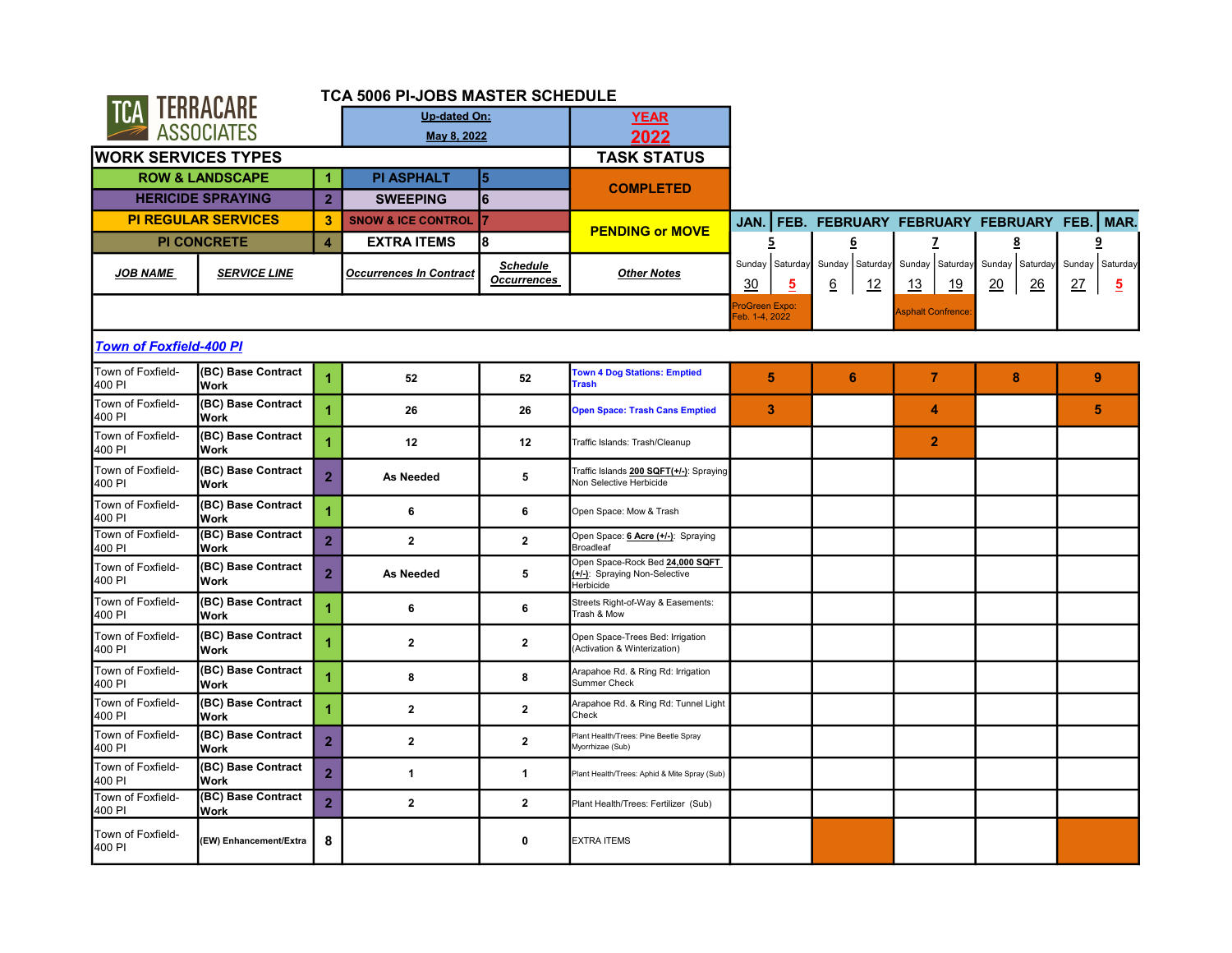# TCA 5006 PI-JOBS MASTER SCHEDULE

TCA TERRACARE ASSOCIATES

| Up-dated On: | YEAR |
|---|---|
| May 8, 2022 | 2022 |

| WORK SERVICES TYPES | | | | TASK STATUS |
|---|---|---|---|---|
| ROW & LANDSCAPE | 1 | PI ASPHALT | 5 | COMPLETED |
| HERICIDE SPRAYING | 2 | SWEEPING | 6 | |
| PI REGULAR SERVICES | 3 | SNOW & ICE CONTROL | 7 | PENDING or MOVE |
| PI CONCRETE | 4 | EXTRA ITEMS | 8 | |

| JOB NAME | SERVICE LINE | | Occurrences In Contract | Schedule Occurrences | Other Notes | JAN. FEB. 5 (Sunday 30 / Saturday 5) | FEBRUARY 6 (Sunday 6 / Saturday 12) | FEBRUARY 7 (Sunday 13 / Saturday 19) | FEBRUARY 8 (Sunday 20 / Saturday 26) | FEB. MAR. 9 (Sunday 27 / Saturday 5) |
|---|---|---|---|---|---|---|---|---|---|---|
| | | | | | | ProGreen Expo: Feb. 1-4, 2022 | | Asphalt Confrence: | | |
| **Town of Foxfield-400 PI** | | | | | | | | | | |
| Town of Foxfield-400 PI | (BC) Base Contract Work | 1 | 52 | 52 | Town 4 Dog Stations: Emptied Trash | 5 | 6 | 7 | 8 | 9 |
| Town of Foxfield-400 PI | (BC) Base Contract Work | 1 | 26 | 26 | Open Space: Trash Cans Emptied | 3 | | 4 | | 5 |
| Town of Foxfield-400 PI | (BC) Base Contract Work | 1 | 12 | 12 | Traffic Islands: Trash/Cleanup | | | 2 | | |
| Town of Foxfield-400 PI | (BC) Base Contract Work | 2 | As Needed | 5 | Traffic Islands 200 SQFT(+/-): Spraying Non Selective Herbicide | | | | | |
| Town of Foxfield-400 PI | (BC) Base Contract Work | 1 | 6 | 6 | Open Space: Mow & Trash | | | | | |
| Town of Foxfield-400 PI | (BC) Base Contract Work | 2 | 2 | 2 | Open Space: 6 Acre (+/-): Spraying Broadleaf | | | | | |
| Town of Foxfield-400 PI | (BC) Base Contract Work | 2 | As Needed | 5 | Open Space-Rock Bed 24,000 SQFT (+/-): Spraying Non-Selective Herbicide | | | | | |
| Town of Foxfield-400 PI | (BC) Base Contract Work | 1 | 6 | 6 | Streets Right-of-Way & Easements: Trash & Mow | | | | | |
| Town of Foxfield-400 PI | (BC) Base Contract Work | 1 | 2 | 2 | Open Space-Trees Bed: Irrigation (Activation & Winterization) | | | | | |
| Town of Foxfield-400 PI | (BC) Base Contract Work | 1 | 8 | 8 | Arapahoe Rd. & Ring Rd: Irrigation Summer Check | | | | | |
| Town of Foxfield-400 PI | (BC) Base Contract Work | 1 | 2 | 2 | Arapahoe Rd. & Ring Rd: Tunnel Light Check | | | | | |
| Town of Foxfield-400 PI | (BC) Base Contract Work | 2 | 2 | 2 | Plant Health/Trees: Pine Beetle Spray Myorrhizae (Sub) | | | | | |
| Town of Foxfield-400 PI | (BC) Base Contract Work | 2 | 1 | 1 | Plant Health/Trees: Aphid & Mite Spray (Sub) | | | | | |
| Town of Foxfield-400 PI | (BC) Base Contract Work | 2 | 2 | 2 | Plant Health/Trees: Fertilizer (Sub) | | | | | |
| Town of Foxfield-400 PI | (EW) Enhancement/Extra | 8 | | 0 | EXTRA ITEMS | | | | | |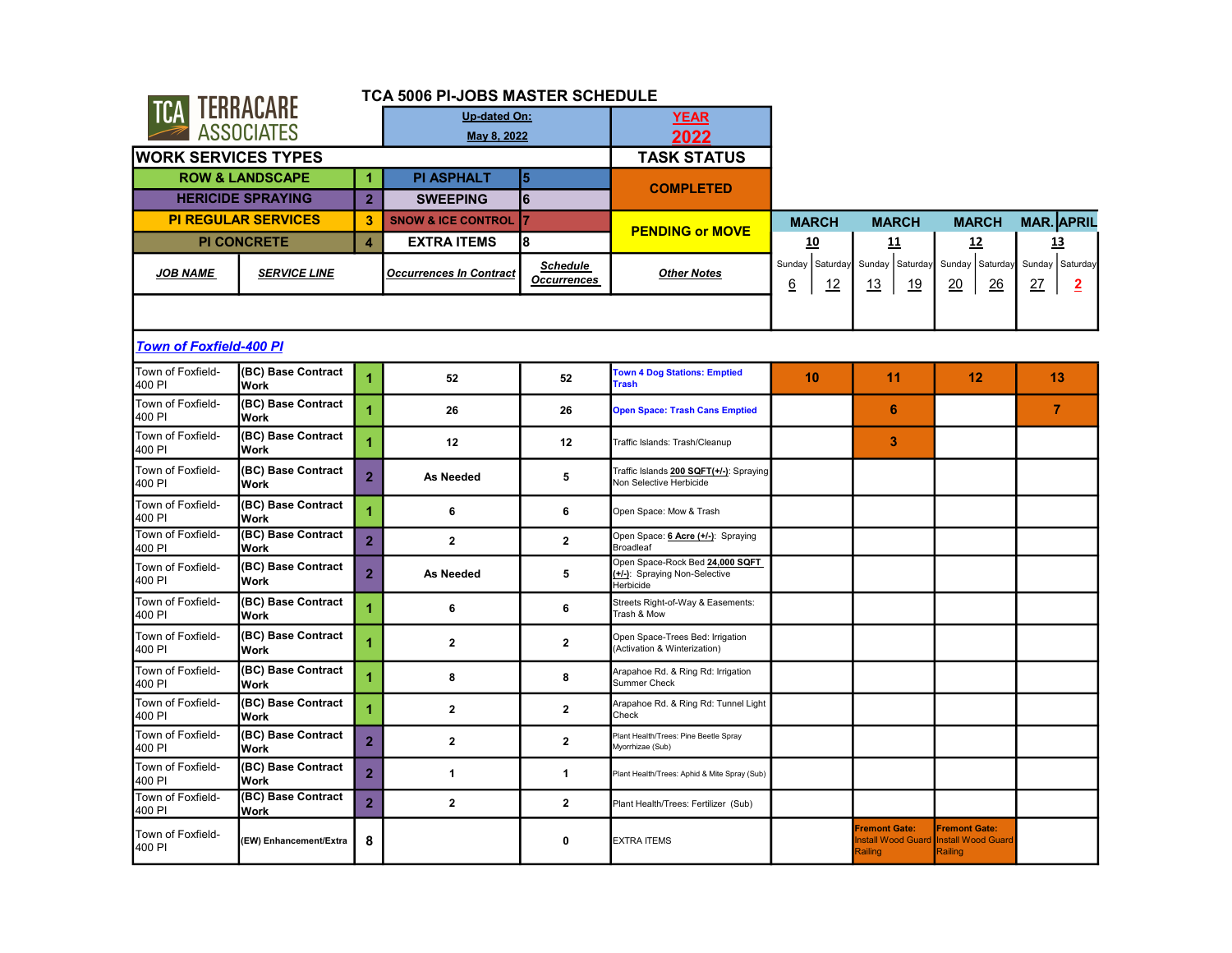# TCA 5006 PI-JOBS MASTER SCHEDULE

TERRACARE ASSOCIATES

| Up-dated On: | YEAR |
|---|---|
| May 8, 2022 | 2022 |

| WORK SERVICES TYPES | | | | TASK STATUS |
|---|---|---|---|---|
| ROW & LANDSCAPE | 1 | PI ASPHALT | 5 | COMPLETED |
| HERICIDE SPRAYING | 2 | SWEEPING | 6 | |
| PI REGULAR SERVICES | 3 | SNOW & ICE CONTROL | 7 | PENDING or MOVE |
| PI CONCRETE | 4 | EXTRA ITEMS | 8 | |

## Town of Foxfield-400 PI

| JOB NAME | SERVICE LINE | | Occurrences In Contract | Schedule Occurrences | Other Notes | MARCH 10 (Sunday 6 – Saturday 12) | MARCH 11 (Sunday 13 – Saturday 19) | MARCH 12 (Sunday 20 – Saturday 26) | MAR. APRIL 13 (Sunday 27 – Saturday 2) |
|---|---|---|---|---|---|---|---|---|---|
| Town of Foxfield-400 PI | (BC) Base Contract Work | 1 | 52 | 52 | Town 4 Dog Stations: Emptied Trash | 10 | 11 | 12 | 13 |
| Town of Foxfield-400 PI | (BC) Base Contract Work | 1 | 26 | 26 | Open Space: Trash Cans Emptied | | 6 | | 7 |
| Town of Foxfield-400 PI | (BC) Base Contract Work | 1 | 12 | 12 | Traffic Islands: Trash/Cleanup | | 3 | | |
| Town of Foxfield-400 PI | (BC) Base Contract Work | 2 | As Needed | 5 | Traffic Islands 200 SQFT(+/-): Spraying Non Selective Herbicide | | | | |
| Town of Foxfield-400 PI | (BC) Base Contract Work | 1 | 6 | 6 | Open Space: Mow & Trash | | | | |
| Town of Foxfield-400 PI | (BC) Base Contract Work | 2 | 2 | 2 | Open Space: 6 Acre (+/-): Spraying Broadleaf | | | | |
| Town of Foxfield-400 PI | (BC) Base Contract Work | 2 | As Needed | 5 | Open Space-Rock Bed 24,000 SQFT (+/-): Spraying Non-Selective Herbicide | | | | |
| Town of Foxfield-400 PI | (BC) Base Contract Work | 1 | 6 | 6 | Streets Right-of-Way & Easements: Trash & Mow | | | | |
| Town of Foxfield-400 PI | (BC) Base Contract Work | 1 | 2 | 2 | Open Space-Trees Bed: Irrigation (Activation & Winterization) | | | | |
| Town of Foxfield-400 PI | (BC) Base Contract Work | 1 | 8 | 8 | Arapahoe Rd. & Ring Rd: Irrigation Summer Check | | | | |
| Town of Foxfield-400 PI | (BC) Base Contract Work | 1 | 2 | 2 | Arapahoe Rd. & Ring Rd: Tunnel Light Check | | | | |
| Town of Foxfield-400 PI | (BC) Base Contract Work | 2 | 2 | 2 | Plant Health/Trees: Pine Beetle Spray Myorrhizae (Sub) | | | | |
| Town of Foxfield-400 PI | (BC) Base Contract Work | 2 | 1 | 1 | Plant Health/Trees: Aphid & Mite Spray (Sub) | | | | |
| Town of Foxfield-400 PI | (BC) Base Contract Work | 2 | 2 | 2 | Plant Health/Trees: Fertilizer (Sub) | | | | |
| Town of Foxfield-400 PI | (EW) Enhancement/Extra | 8 | | 0 | EXTRA ITEMS | | Fremont Gate: Install Wood Guard Railing | Fremont Gate: Install Wood Guard Railing | |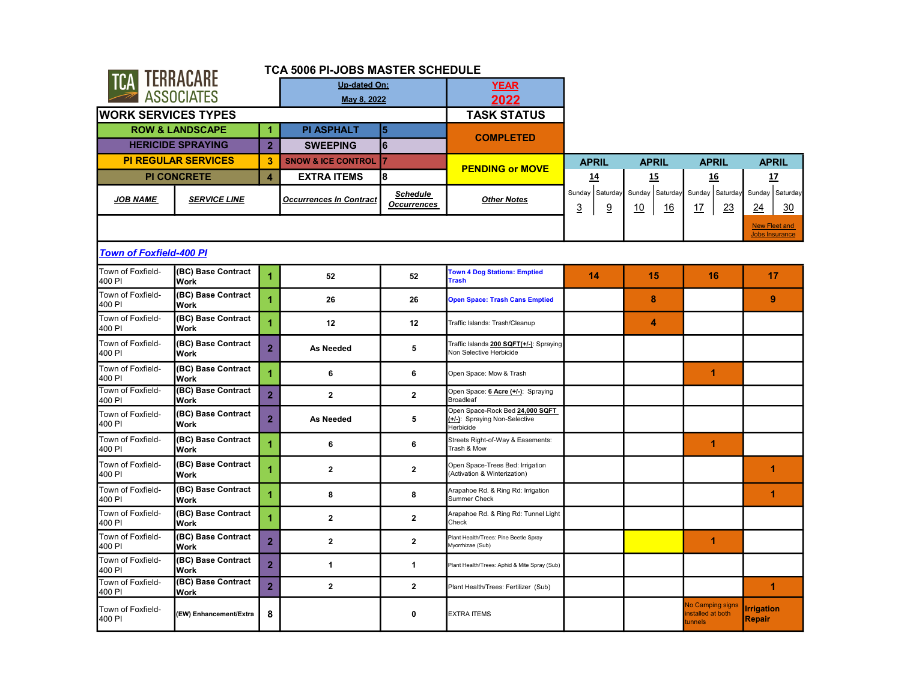# TCA 5006 PI-JOBS MASTER SCHEDULE

TERRACARE ASSOCIATES

| Up-dated On: | YEAR |
|---|---|
| May 8, 2022 | 2022 |

| WORK SERVICES TYPES | | | | TASK STATUS |
|---|---|---|---|---|
| ROW & LANDSCAPE | 1 | PI ASPHALT | 5 | COMPLETED |
| HERICIDE SPRAYING | 2 | SWEEPING | 6 | |
| PI REGULAR SERVICES | 3 | SNOW & ICE CONTROL | 7 | PENDING or MOVE |
| PI CONCRETE | 4 | EXTRA ITEMS | 8 | |

| JOB NAME | SERVICE LINE | | Occurrences In Contract | Schedule Occurrences | Other Notes | APRIL 14 (Sunday 3 – Saturday 9) | APRIL 15 (Sunday 10 – Saturday 16) | APRIL 16 (Sunday 17 – Saturday 23) | APRIL 17 (Sunday 24 – Saturday 30) New Fleet and Jobs Insurance |
|---|---|---|---|---|---|---|---|---|---|
| **Town of Foxfield-400 PI** | | | | | | | | | |
| Town of Foxfield-400 PI | (BC) Base Contract Work | 1 | 52 | 52 | Town 4 Dog Stations: Emptied Trash | 14 | 15 | 16 | 17 |
| Town of Foxfield-400 PI | (BC) Base Contract Work | 1 | 26 | 26 | Open Space: Trash Cans Emptied | | 8 | | 9 |
| Town of Foxfield-400 PI | (BC) Base Contract Work | 1 | 12 | 12 | Traffic Islands: Trash/Cleanup | | 4 | | |
| Town of Foxfield-400 PI | (BC) Base Contract Work | 2 | As Needed | 5 | Traffic Islands 200 SQFT(+/-): Spraying Non Selective Herbicide | | | | |
| Town of Foxfield-400 PI | (BC) Base Contract Work | 1 | 6 | 6 | Open Space: Mow & Trash | | | 1 | |
| Town of Foxfield-400 PI | (BC) Base Contract Work | 2 | 2 | 2 | Open Space: 6 Acre (+/-): Spraying Broadleaf | | | | |
| Town of Foxfield-400 PI | (BC) Base Contract Work | 2 | As Needed | 5 | Open Space-Rock Bed 24,000 SQFT (+/-): Spraying Non-Selective Herbicide | | | | |
| Town of Foxfield-400 PI | (BC) Base Contract Work | 1 | 6 | 6 | Streets Right-of-Way & Easements: Trash & Mow | | | 1 | |
| Town of Foxfield-400 PI | (BC) Base Contract Work | 1 | 2 | 2 | Open Space-Trees Bed: Irrigation (Activation & Winterization) | | | | 1 |
| Town of Foxfield-400 PI | (BC) Base Contract Work | 1 | 8 | 8 | Arapahoe Rd. & Ring Rd: Irrigation Summer Check | | | | 1 |
| Town of Foxfield-400 PI | (BC) Base Contract Work | 1 | 2 | 2 | Arapahoe Rd. & Ring Rd: Tunnel Light Check | | | | |
| Town of Foxfield-400 PI | (BC) Base Contract Work | 2 | 2 | 2 | Plant Health/Trees: Pine Beetle Spray Myorrhizae (Sub) | | | 1 | |
| Town of Foxfield-400 PI | (BC) Base Contract Work | 2 | 1 | 1 | Plant Health/Trees: Aphid & Mite Spray (Sub) | | | | |
| Town of Foxfield-400 PI | (BC) Base Contract Work | 2 | 2 | 2 | Plant Health/Trees: Fertilizer (Sub) | | | | 1 |
| Town of Foxfield-400 PI | (EW) Enhancement/Extra | 8 | | 0 | EXTRA ITEMS | | | No Camping signs installed at both tunnels | Irrigation Repair |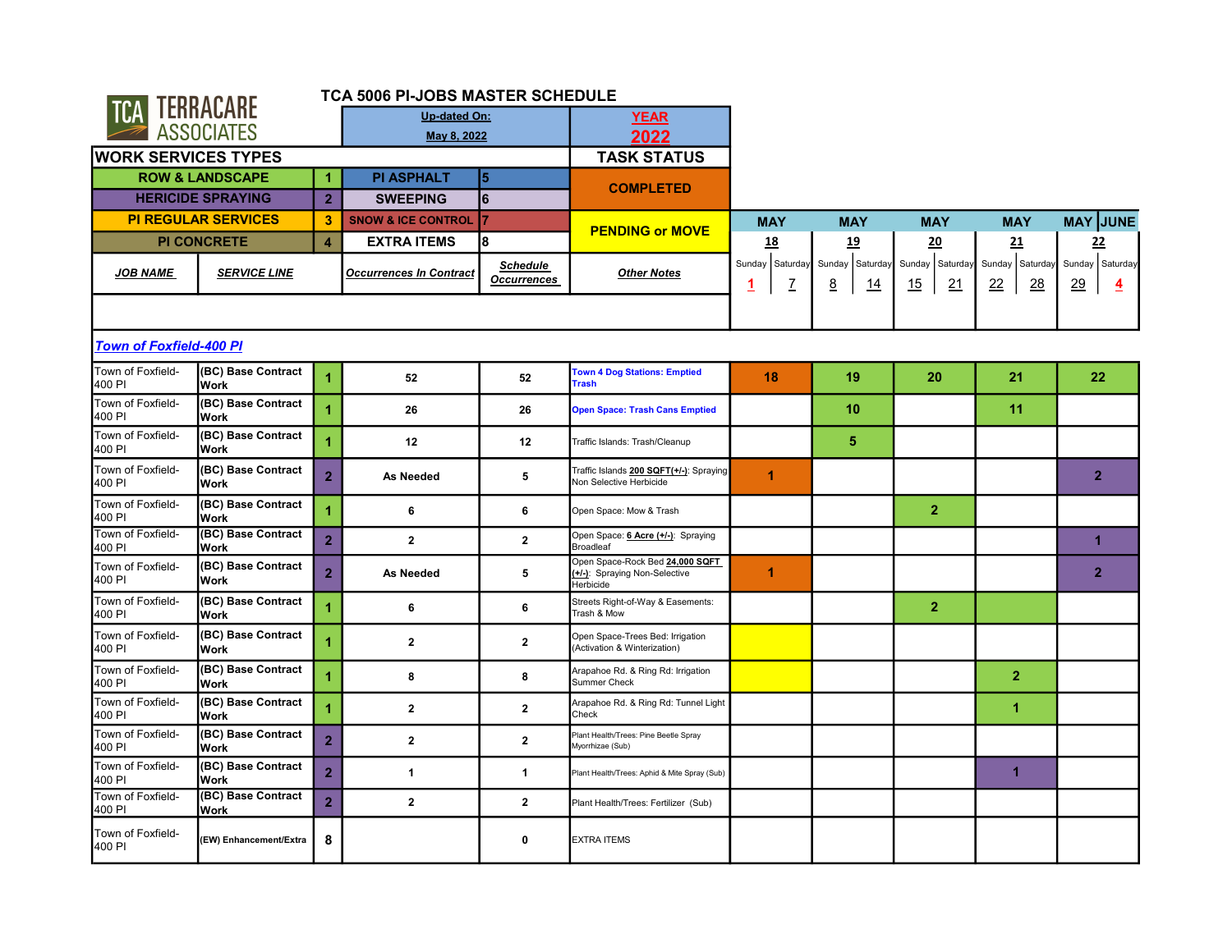# TCA 5006 PI-JOBS MASTER SCHEDULE

TERRACARE ASSOCIATES

| Up-dated On: | YEAR |
|---|---|
| May 8, 2022 | 2022 |

| WORK SERVICES TYPES | | | | TASK STATUS |
|---|---|---|---|---|
| ROW & LANDSCAPE | 1 | PI ASPHALT | 5 | COMPLETED |
| HERICIDE SPRAYING | 2 | SWEEPING | 6 | |
| PI REGULAR SERVICES | 3 | SNOW & ICE CONTROL | 7 | PENDING or MOVE |
| PI CONCRETE | 4 | EXTRA ITEMS | 8 | |

| JOB NAME | SERVICE LINE | | Occurrences In Contract | Schedule Occurrences | Other Notes | MAY 18 (Sunday 1 – Saturday 7) | MAY 19 (Sunday 8 – Saturday 14) | MAY 20 (Sunday 15 – Saturday 21) | MAY 21 (Sunday 22 – Saturday 28) | MAY/JUNE 22 (Sunday 29 – Saturday 4) |
|---|---|---|---|---|---|---|---|---|---|---|
| ***Town of Foxfield-400 PI*** | | | | | | | | | | |
| Town of Foxfield-400 PI | (BC) Base Contract Work | 1 | 52 | 52 | Town 4 Dog Stations: Emptied Trash | 18 | 19 | 20 | 21 | 22 |
| Town of Foxfield-400 PI | (BC) Base Contract Work | 1 | 26 | 26 | Open Space: Trash Cans Emptied | | 10 | | 11 | |
| Town of Foxfield-400 PI | (BC) Base Contract Work | 1 | 12 | 12 | Traffic Islands: Trash/Cleanup | | 5 | | | |
| Town of Foxfield-400 PI | (BC) Base Contract Work | 2 | As Needed | 5 | Traffic Islands **200 SQFT(+/-)**: Spraying Non Selective Herbicide | 1 | | | | 2 |
| Town of Foxfield-400 PI | (BC) Base Contract Work | 1 | 6 | 6 | Open Space: Mow & Trash | | | 2 | | |
| Town of Foxfield-400 PI | (BC) Base Contract Work | 2 | 2 | 2 | Open Space: **6 Acre (+/-)**: Spraying Broadleaf | | | | | 1 |
| Town of Foxfield-400 PI | (BC) Base Contract Work | 2 | As Needed | 5 | Open Space-Rock Bed **24,000 SQFT (+/-)**: Spraying Non-Selective Herbicide | 1 | | | | 2 |
| Town of Foxfield-400 PI | (BC) Base Contract Work | 1 | 6 | 6 | Streets Right-of-Way & Easements: Trash & Mow | | | 2 | | |
| Town of Foxfield-400 PI | (BC) Base Contract Work | 1 | 2 | 2 | Open Space-Trees Bed: Irrigation (Activation & Winterization) | | | | | |
| Town of Foxfield-400 PI | (BC) Base Contract Work | 1 | 8 | 8 | Arapahoe Rd. & Ring Rd: Irrigation Summer Check | | | | 2 | |
| Town of Foxfield-400 PI | (BC) Base Contract Work | 1 | 2 | 2 | Arapahoe Rd. & Ring Rd: Tunnel Light Check | | | | 1 | |
| Town of Foxfield-400 PI | (BC) Base Contract Work | 2 | 2 | 2 | Plant Health/Trees: Pine Beetle Spray Myorrhizae (Sub) | | | | | |
| Town of Foxfield-400 PI | (BC) Base Contract Work | 2 | 1 | 1 | Plant Health/Trees: Aphid & Mite Spray (Sub) | | | | 1 | |
| Town of Foxfield-400 PI | (BC) Base Contract Work | 2 | 2 | 2 | Plant Health/Trees: Fertilizer (Sub) | | | | | |
| Town of Foxfield-400 PI | (EW) Enhancement/Extra | 8 | | 0 | EXTRA ITEMS | | | | | |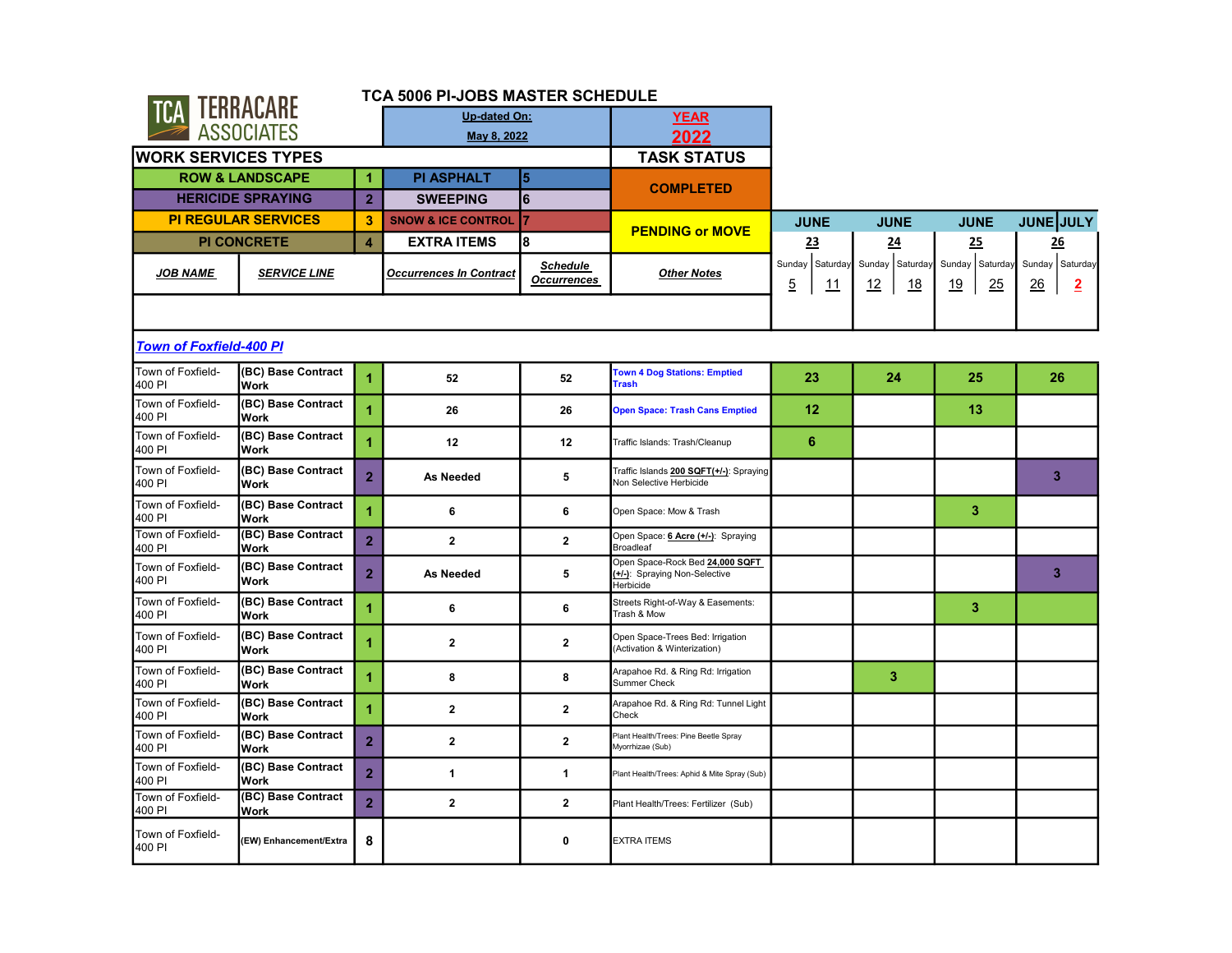TERRACARE ASSOCIATES

# TCA 5006 PI-JOBS MASTER SCHEDULE

| Up-dated On: | YEAR |
|---|---|
| May 8, 2022 | 2022 |

## WORK SERVICES TYPES

| Service | # | Service | # |
|---|---|---|---|
| ROW & LANDSCAPE | 1 | PI ASPHALT | 5 |
| HERICIDE SPRAYING | 2 | SWEEPING | 6 |
| PI REGULAR SERVICES | 3 | SNOW & ICE CONTROL | 7 |
| PI CONCRETE | 4 | EXTRA ITEMS | 8 |

**TASK STATUS:** COMPLETED; PENDING or MOVE

## Town of Foxfield-400 PI

| JOB NAME | SERVICE LINE | | Occurrences In Contract | Schedule Occurrences | Other Notes | JUNE 23 (Sunday 5 – Saturday 11) | JUNE 24 (Sunday 12 – Saturday 18) | JUNE 25 (Sunday 19 – Saturday 25) | JUNE/JULY 26 (Sunday 26 – Saturday 2) |
|---|---|---|---|---|---|---|---|---|---|
| Town of Foxfield-400 PI | (BC) Base Contract Work | 1 | 52 | 52 | Town 4 Dog Stations: Emptied Trash | 23 | 24 | 25 | 26 |
| Town of Foxfield-400 PI | (BC) Base Contract Work | 1 | 26 | 26 | Open Space: Trash Cans Emptied | 12 | | 13 | |
| Town of Foxfield-400 PI | (BC) Base Contract Work | 1 | 12 | 12 | Traffic Islands: Trash/Cleanup | 6 | | | |
| Town of Foxfield-400 PI | (BC) Base Contract Work | 2 | As Needed | 5 | Traffic Islands 200 SQFT(+/-): Spraying Non Selective Herbicide | | | | 3 |
| Town of Foxfield-400 PI | (BC) Base Contract Work | 1 | 6 | 6 | Open Space: Mow & Trash | | | 3 | |
| Town of Foxfield-400 PI | (BC) Base Contract Work | 2 | 2 | 2 | Open Space: 6 Acre (+/-): Spraying Broadleaf | | | | |
| Town of Foxfield-400 PI | (BC) Base Contract Work | 2 | As Needed | 5 | Open Space-Rock Bed 24,000 SQFT (+/-): Spraying Non-Selective Herbicide | | | | 3 |
| Town of Foxfield-400 PI | (BC) Base Contract Work | 1 | 6 | 6 | Streets Right-of-Way & Easements: Trash & Mow | | | 3 | |
| Town of Foxfield-400 PI | (BC) Base Contract Work | 1 | 2 | 2 | Open Space-Trees Bed: Irrigation (Activation & Winterization) | | | | |
| Town of Foxfield-400 PI | (BC) Base Contract Work | 1 | 8 | 8 | Arapahoe Rd. & Ring Rd: Irrigation Summer Check | | 3 | | |
| Town of Foxfield-400 PI | (BC) Base Contract Work | 1 | 2 | 2 | Arapahoe Rd. & Ring Rd: Tunnel Light Check | | | | |
| Town of Foxfield-400 PI | (BC) Base Contract Work | 2 | 2 | 2 | Plant Health/Trees: Pine Beetle Spray Myorrhizae (Sub) | | | | |
| Town of Foxfield-400 PI | (BC) Base Contract Work | 2 | 1 | 1 | Plant Health/Trees: Aphid & Mite Spray (Sub) | | | | |
| Town of Foxfield-400 PI | (BC) Base Contract Work | 2 | 2 | 2 | Plant Health/Trees: Fertilizer (Sub) | | | | |
| Town of Foxfield-400 PI | (EW) Enhancement/Extra | 8 | | 0 | EXTRA ITEMS | | | | |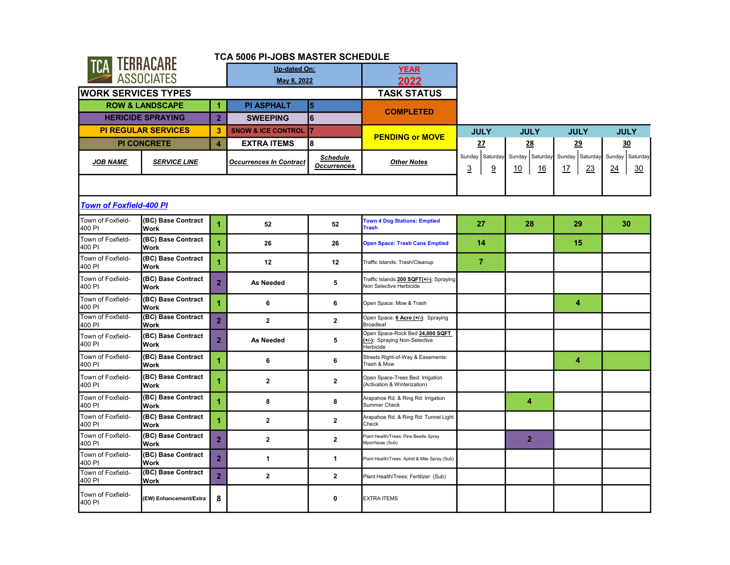# TCA 5006 PI-JOBS MASTER SCHEDULE

TCA TERRACARE ASSOCIATES

| Up-dated On: | YEAR |
|---|---|
| May 8, 2022 | 2022 |

| WORK SERVICES TYPES | | | | TASK STATUS |
|---|---|---|---|---|
| ROW & LANDSCAPE | 1 | PI ASPHALT | 5 | COMPLETED |
| HERICIDE SPRAYING | 2 | SWEEPING | 6 | |
| PI REGULAR SERVICES | 3 | SNOW & ICE CONTROL | 7 | PENDING or MOVE |
| PI CONCRETE | 4 | EXTRA ITEMS | 8 | |

| JOB NAME | SERVICE LINE | | Occurrences In Contract | Schedule Occurrences | Other Notes | JULY 27 Sunday 3 – Saturday 9 | JULY 28 Sunday 10 – Saturday 16 | JULY 29 Sunday 17 – Saturday 23 | JULY 30 Sunday 24 – Saturday 30 |
|---|---|---|---|---|---|---|---|---|---|
| **Town of Foxfield-400 PI** | | | | | | | | | |
| Town of Foxfield-400 PI | (BC) Base Contract Work | 1 | 52 | 52 | Town 4 Dog Stations: Emptied Trash | 27 | 28 | 29 | 30 |
| Town of Foxfield-400 PI | (BC) Base Contract Work | 1 | 26 | 26 | Open Space: Trash Cans Emptied | 14 | | 15 | |
| Town of Foxfield-400 PI | (BC) Base Contract Work | 1 | 12 | 12 | Traffic Islands: Trash/Cleanup | 7 | | | |
| Town of Foxfield-400 PI | (BC) Base Contract Work | 2 | As Needed | 5 | Traffic Islands 200 SQFT(+/-): Spraying Non Selective Herbicide | | | | |
| Town of Foxfield-400 PI | (BC) Base Contract Work | 1 | 6 | 6 | Open Space: Mow & Trash | | | 4 | |
| Town of Foxfield-400 PI | (BC) Base Contract Work | 2 | 2 | 2 | Open Space: 6 Acre (+/-): Spraying Broadleaf | | | | |
| Town of Foxfield-400 PI | (BC) Base Contract Work | 2 | As Needed | 5 | Open Space-Rock Bed 24,000 SQFT (+/-): Spraying Non-Selective Herbicide | | | | |
| Town of Foxfield-400 PI | (BC) Base Contract Work | 1 | 6 | 6 | Streets Right-of-Way & Easements: Trash & Mow | | | 4 | |
| Town of Foxfield-400 PI | (BC) Base Contract Work | 1 | 2 | 2 | Open Space-Trees Bed: Irrigation (Activation & Winterization) | | | | |
| Town of Foxfield-400 PI | (BC) Base Contract Work | 1 | 8 | 8 | Arapahoe Rd. & Ring Rd: Irrigation Summer Check | | 4 | | |
| Town of Foxfield-400 PI | (BC) Base Contract Work | 1 | 2 | 2 | Arapahoe Rd. & Ring Rd: Tunnel Light Check | | | | |
| Town of Foxfield-400 PI | (BC) Base Contract Work | 2 | 2 | 2 | Plant Health/Trees: Pine Beetle Spray Myorrhizae (Sub) | | 2 | | |
| Town of Foxfield-400 PI | (BC) Base Contract Work | 2 | 1 | 1 | Plant Health/Trees: Aphid & Mite Spray (Sub) | | | | |
| Town of Foxfield-400 PI | (BC) Base Contract Work | 2 | 2 | 2 | Plant Health/Trees: Fertilizer (Sub) | | | | |
| Town of Foxfield-400 PI | (EW) Enhancement/Extra | 8 | | 0 | EXTRA ITEMS | | | | |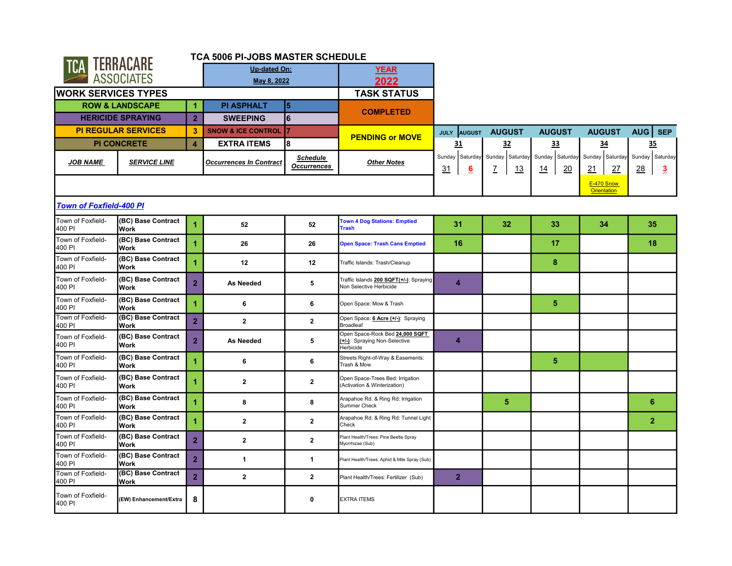# TCA 5006 PI-JOBS MASTER SCHEDULE

TERRACARE ASSOCIATES

| Up-dated On: May 8, 2022 | YEAR 2022 |
|---|---|

| WORK SERVICES TYPES | | | | TASK STATUS |
|---|---|---|---|---|
| ROW & LANDSCAPE | 1 | PI ASPHALT | 5 | COMPLETED |
| HERICIDE SPRAYING | 2 | SWEEPING | 6 | |
| PI REGULAR SERVICES | 3 | SNOW & ICE CONTROL | 7 | PENDING or MOVE |
| PI CONCRETE | 4 | EXTRA ITEMS | 8 | |

| JOB NAME | SERVICE LINE | | Occurrences In Contract | Schedule Occurrences | Other Notes | JULY / AUGUST 31 (Sunday 31, Saturday 6) | AUGUST 32 (Sunday 7, Saturday 13) | AUGUST 33 (Sunday 14, Saturday 20) | AUGUST 34 (Sunday 21, Saturday 27) E-470 Snow Orientation | AUG / SEP 35 (Sunday 28, Saturday 3) |
|---|---|---|---|---|---|---|---|---|---|---|
| **Town of Foxfield-400 PI** | | | | | | | | | | |
| Town of Foxfield-400 PI | (BC) Base Contract Work | 1 | 52 | 52 | Town 4 Dog Stations: Emptied Trash | 31 | 32 | 33 | 34 | 35 |
| Town of Foxfield-400 PI | (BC) Base Contract Work | 1 | 26 | 26 | Open Space: Trash Cans Emptied | 16 | | 17 | | 18 |
| Town of Foxfield-400 PI | (BC) Base Contract Work | 1 | 12 | 12 | Traffic Islands: Trash/Cleanup | | | 8 | | |
| Town of Foxfield-400 PI | (BC) Base Contract Work | 2 | As Needed | 5 | Traffic Islands **200 SQFT(+/-)**: Spraying Non Selective Herbicide | 4 | | | | |
| Town of Foxfield-400 PI | (BC) Base Contract Work | 1 | 6 | 6 | Open Space: Mow & Trash | | | 5 | | |
| Town of Foxfield-400 PI | (BC) Base Contract Work | 2 | 2 | 2 | Open Space: **6 Acre (+/-)**: Spraying Broadleaf | | | | | |
| Town of Foxfield-400 PI | (BC) Base Contract Work | 2 | As Needed | 5 | Open Space-Rock Bed **24,000 SQFT (+/-)**: Spraying Non-Selective Herbicide | 4 | | | | |
| Town of Foxfield-400 PI | (BC) Base Contract Work | 1 | 6 | 6 | Streets Right-of-Way & Easements: Trash & Mow | | | 5 | | |
| Town of Foxfield-400 PI | (BC) Base Contract Work | 1 | 2 | 2 | Open Space-Trees Bed: Irrigation (Activation & Winterization) | | | | | |
| Town of Foxfield-400 PI | (BC) Base Contract Work | 1 | 8 | 8 | Arapahoe Rd. & Ring Rd: Irrigation Summer Check | | 5 | | | 6 |
| Town of Foxfield-400 PI | (BC) Base Contract Work | 1 | 2 | 2 | Arapahoe Rd. & Ring Rd: Tunnel Light Check | | | | | 2 |
| Town of Foxfield-400 PI | (BC) Base Contract Work | 2 | 2 | 2 | Plant Health/Trees: Pine Beetle Spray Myorrhizae (Sub) | | | | | |
| Town of Foxfield-400 PI | (BC) Base Contract Work | 2 | 1 | 1 | Plant Health/Trees: Aphid & Mite Spray (Sub) | | | | | |
| Town of Foxfield-400 PI | (BC) Base Contract Work | 2 | 2 | 2 | Plant Health/Trees: Fertilizer (Sub) | 2 | | | | |
| Town of Foxfield-400 PI | (EW) Enhancement/Extra | 8 | | 0 | EXTRA ITEMS | | | | | |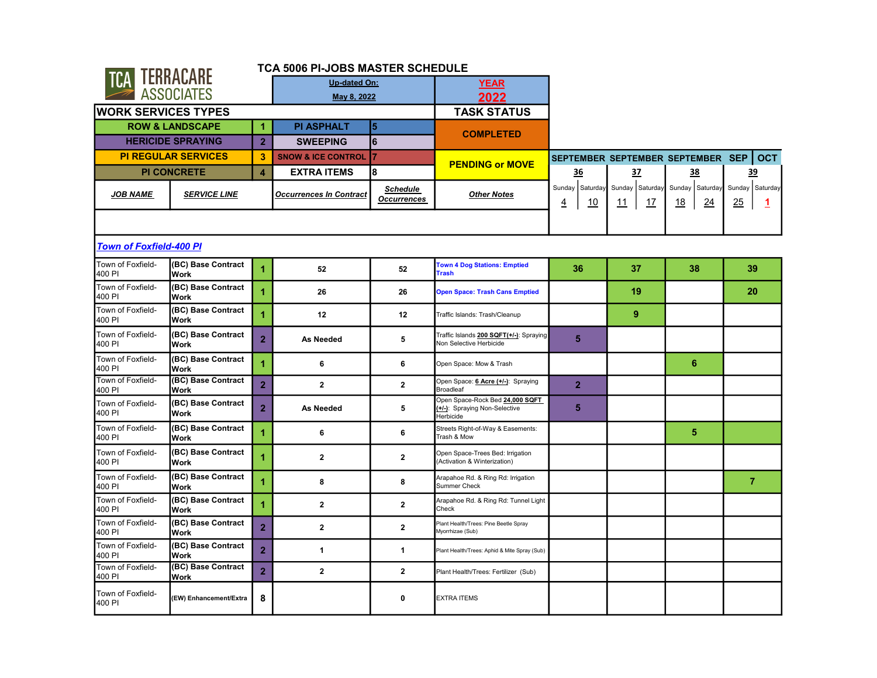# TCA 5006 PI-JOBS MASTER SCHEDULE

TERRACARE ASSOCIATES

| Up-dated On: | YEAR |
|---|---|
| May 8, 2022 | 2022 |

**WORK SERVICES TYPES**

| Type | Code | Type | Code |
|---|---|---|---|
| ROW & LANDSCAPE | 1 | PI ASPHALT | 5 |
| HERICIDE SPRAYING | 2 | SWEEPING | 6 |
| PI REGULAR SERVICES | 3 | SNOW & ICE CONTROL | 7 |
| PI CONCRETE | 4 | EXTRA ITEMS | 8 |

**TASK STATUS**

- COMPLETED
- PENDING or MOVE

## Town of Foxfield-400 PI

| JOB NAME | SERVICE LINE | | Occurrences In Contract | Schedule Occurrences | Other Notes | SEPTEMBER 36 (Sunday 4 – Saturday 10) | SEPTEMBER 37 (Sunday 11 – Saturday 17) | SEPTEMBER 38 (Sunday 18 – Saturday 24) | SEP / OCT 39 (Sunday 25 – Saturday 1) |
|---|---|---|---|---|---|---|---|---|---|
| Town of Foxfield-400 PI | (BC) Base Contract Work | 1 | 52 | 52 | Town 4 Dog Stations: Emptied Trash | 36 | 37 | 38 | 39 |
| Town of Foxfield-400 PI | (BC) Base Contract Work | 1 | 26 | 26 | Open Space: Trash Cans Emptied | | 19 | | 20 |
| Town of Foxfield-400 PI | (BC) Base Contract Work | 1 | 12 | 12 | Traffic Islands: Trash/Cleanup | | 9 | | |
| Town of Foxfield-400 PI | (BC) Base Contract Work | 2 | As Needed | 5 | Traffic Islands 200 SQFT(+/-): Spraying Non Selective Herbicide | 5 | | | |
| Town of Foxfield-400 PI | (BC) Base Contract Work | 1 | 6 | 6 | Open Space: Mow & Trash | | | 6 | |
| Town of Foxfield-400 PI | (BC) Base Contract Work | 2 | 2 | 2 | Open Space: 6 Acre (+/-): Spraying Broadleaf | 2 | | | |
| Town of Foxfield-400 PI | (BC) Base Contract Work | 2 | As Needed | 5 | Open Space-Rock Bed 24,000 SQFT (+/-): Spraying Non-Selective Herbicide | 5 | | | |
| Town of Foxfield-400 PI | (BC) Base Contract Work | 1 | 6 | 6 | Streets Right-of-Way & Easements: Trash & Mow | | | 5 | |
| Town of Foxfield-400 PI | (BC) Base Contract Work | 1 | 2 | 2 | Open Space-Trees Bed: Irrigation (Activation & Winterization) | | | | |
| Town of Foxfield-400 PI | (BC) Base Contract Work | 1 | 8 | 8 | Arapahoe Rd. & Ring Rd: Irrigation Summer Check | | | | 7 |
| Town of Foxfield-400 PI | (BC) Base Contract Work | 1 | 2 | 2 | Arapahoe Rd. & Ring Rd: Tunnel Light Check | | | | |
| Town of Foxfield-400 PI | (BC) Base Contract Work | 2 | 2 | 2 | Plant Health/Trees: Pine Beetle Spray Myorrhizae (Sub) | | | | |
| Town of Foxfield-400 PI | (BC) Base Contract Work | 2 | 1 | 1 | Plant Health/Trees: Aphid & Mite Spray (Sub) | | | | |
| Town of Foxfield-400 PI | (BC) Base Contract Work | 2 | 2 | 2 | Plant Health/Trees: Fertilizer (Sub) | | | | |
| Town of Foxfield-400 PI | (EW) Enhancement/Extra | 8 | | 0 | EXTRA ITEMS | | | | |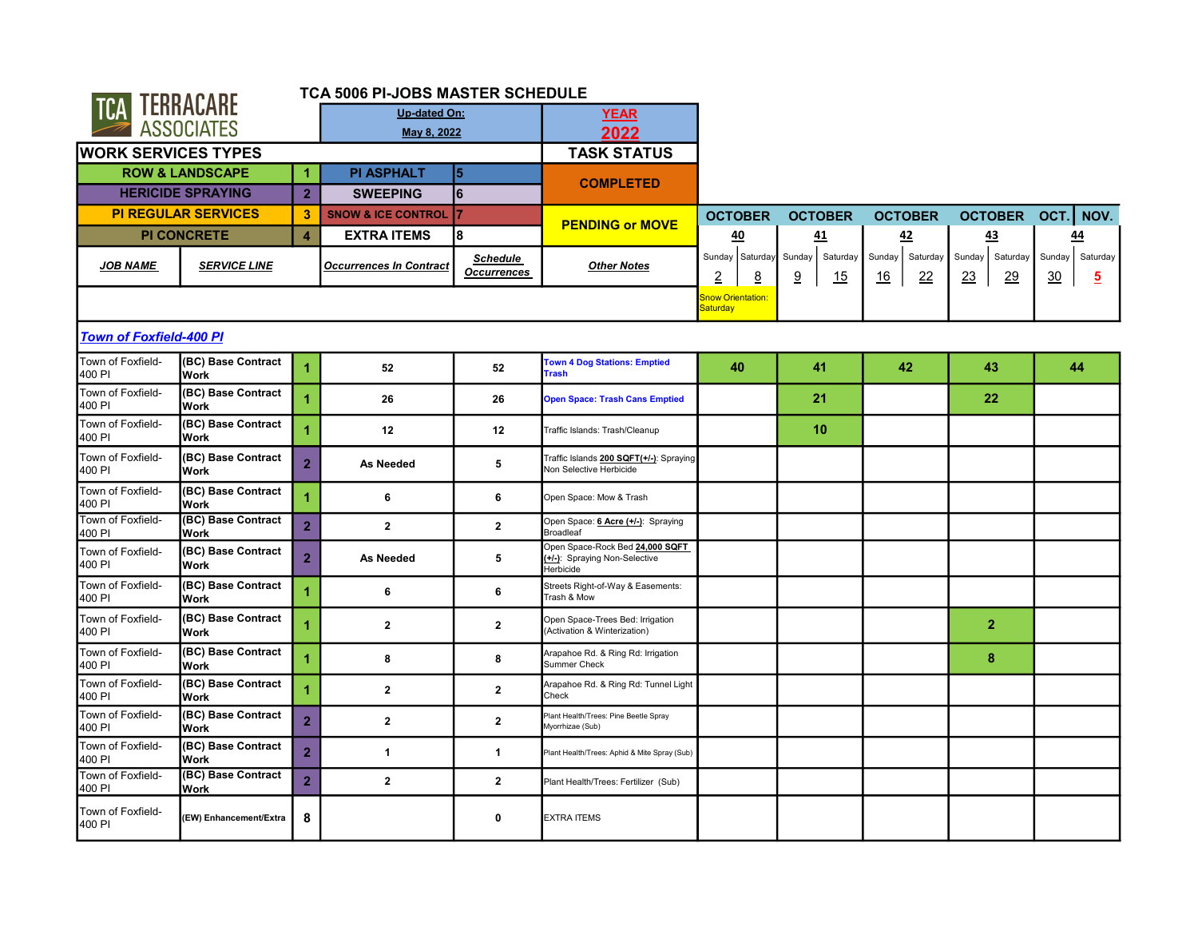# TCA 5006 PI-JOBS MASTER SCHEDULE

TERRACARE ASSOCIATES

| Up-dated On: | YEAR |
|---|---|
| May 8, 2022 | 2022 |

| WORK SERVICES TYPES | | | | TASK STATUS |
|---|---|---|---|---|
| ROW & LANDSCAPE | 1 | PI ASPHALT | 5 | COMPLETED |
| HERICIDE SPRAYING | 2 | SWEEPING | 6 | |
| PI REGULAR SERVICES | 3 | SNOW & ICE CONTROL | 7 | PENDING or MOVE |
| PI CONCRETE | 4 | EXTRA ITEMS | 8 | |

| JOB NAME | SERVICE LINE | | Occurrences In Contract | Schedule Occurrences | Other Notes | OCTOBER 40 Sunday 2 / Saturday 8 | OCTOBER 41 Sunday 9 / Saturday 15 | OCTOBER 42 Sunday 16 / Saturday 22 | OCTOBER 43 Sunday 23 / Saturday 29 | OCT. / NOV. 44 Sunday 30 / Saturday 5 |
|---|---|---|---|---|---|---|---|---|---|---|
| | | | | | | Snow Orientation: Saturday | | | | |
| **Town of Foxfield-400 PI** | | | | | | | | | | |
| Town of Foxfield-400 PI | (BC) Base Contract Work | 1 | 52 | 52 | Town 4 Dog Stations: Emptied Trash | 40 | 41 | 42 | 43 | 44 |
| Town of Foxfield-400 PI | (BC) Base Contract Work | 1 | 26 | 26 | Open Space: Trash Cans Emptied | | 21 | | 22 | |
| Town of Foxfield-400 PI | (BC) Base Contract Work | 1 | 12 | 12 | Traffic Islands: Trash/Cleanup | | 10 | | | |
| Town of Foxfield-400 PI | (BC) Base Contract Work | 2 | As Needed | 5 | Traffic Islands 200 SQFT(+/-): Spraying Non Selective Herbicide | | | | | |
| Town of Foxfield-400 PI | (BC) Base Contract Work | 1 | 6 | 6 | Open Space: Mow & Trash | | | | | |
| Town of Foxfield-400 PI | (BC) Base Contract Work | 2 | 2 | 2 | Open Space: 6 Acre (+/-): Spraying Broadleaf | | | | | |
| Town of Foxfield-400 PI | (BC) Base Contract Work | 2 | As Needed | 5 | Open Space-Rock Bed 24,000 SQFT (+/-): Spraying Non-Selective Herbicide | | | | | |
| Town of Foxfield-400 PI | (BC) Base Contract Work | 1 | 6 | 6 | Streets Right-of-Way & Easements: Trash & Mow | | | | | |
| Town of Foxfield-400 PI | (BC) Base Contract Work | 1 | 2 | 2 | Open Space-Trees Bed: Irrigation (Activation & Winterization) | | | | 2 | |
| Town of Foxfield-400 PI | (BC) Base Contract Work | 1 | 8 | 8 | Arapahoe Rd. & Ring Rd: Irrigation Summer Check | | | | 8 | |
| Town of Foxfield-400 PI | (BC) Base Contract Work | 1 | 2 | 2 | Arapahoe Rd. & Ring Rd: Tunnel Light Check | | | | | |
| Town of Foxfield-400 PI | (BC) Base Contract Work | 2 | 2 | 2 | Plant Health/Trees: Pine Beetle Spray Myorrhizae (Sub) | | | | | |
| Town of Foxfield-400 PI | (BC) Base Contract Work | 2 | 1 | 1 | Plant Health/Trees: Aphid & Mite Spray (Sub) | | | | | |
| Town of Foxfield-400 PI | (BC) Base Contract Work | 2 | 2 | 2 | Plant Health/Trees: Fertilizer (Sub) | | | | | |
| Town of Foxfield-400 PI | (EW) Enhancement/Extra | 8 | | 0 | EXTRA ITEMS | | | | | |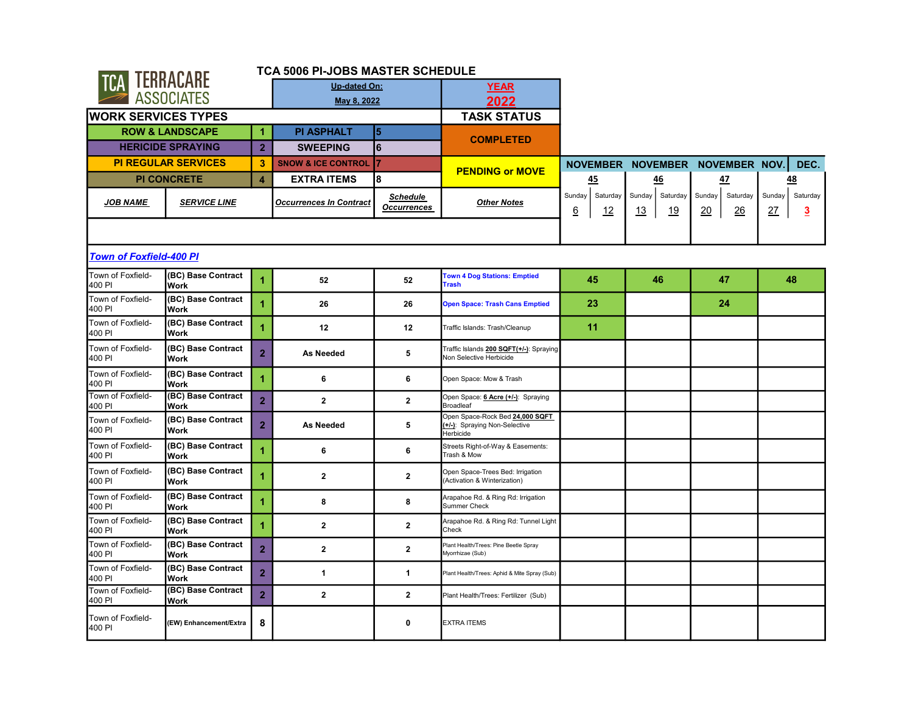# TCA 5006 PI-JOBS MASTER SCHEDULE

TERRACARE ASSOCIATES

| Up-dated On: | YEAR |
|---|---|
| May 8, 2022 | 2022 |

**WORK SERVICES TYPES**

| Service | Code | Service | Code |
|---|---|---|---|
| ROW & LANDSCAPE | 1 | PI ASPHALT | 5 |
| HERICIDE SPRAYING | 2 | SWEEPING | 6 |
| PI REGULAR SERVICES | 3 | SNOW & ICE CONTROL | 7 |
| PI CONCRETE | 4 | EXTRA ITEMS | 8 |

**TASK STATUS**

- COMPLETED
- PENDING or MOVE

| JOB NAME | SERVICE LINE | | Occurrences In Contract | Schedule Occurrences | Other Notes | NOVEMBER 45 (Sunday 6 – Saturday 12) | NOVEMBER 46 (Sunday 13 – Saturday 19) | NOVEMBER 47 (Sunday 20 – Saturday 26) | NOV./DEC. 48 (Sunday 27 – Saturday 3) |
|---|---|---|---|---|---|---|---|---|---|
| **Town of Foxfield-400 PI** | | | | | | | | | |
| Town of Foxfield-400 PI | (BC) Base Contract Work | 1 | 52 | 52 | Town 4 Dog Stations: Emptied Trash | 45 | 46 | 47 | 48 |
| Town of Foxfield-400 PI | (BC) Base Contract Work | 1 | 26 | 26 | Open Space: Trash Cans Emptied | 23 | | 24 | |
| Town of Foxfield-400 PI | (BC) Base Contract Work | 1 | 12 | 12 | Traffic Islands: Trash/Cleanup | 11 | | | |
| Town of Foxfield-400 PI | (BC) Base Contract Work | 2 | As Needed | 5 | Traffic Islands 200 SQFT(+/-): Spraying Non Selective Herbicide | | | | |
| Town of Foxfield-400 PI | (BC) Base Contract Work | 1 | 6 | 6 | Open Space: Mow & Trash | | | | |
| Town of Foxfield-400 PI | (BC) Base Contract Work | 2 | 2 | 2 | Open Space: 6 Acre (+/-): Spraying Broadleaf | | | | |
| Town of Foxfield-400 PI | (BC) Base Contract Work | 2 | As Needed | 5 | Open Space-Rock Bed 24,000 SQFT (+/-): Spraying Non-Selective Herbicide | | | | |
| Town of Foxfield-400 PI | (BC) Base Contract Work | 1 | 6 | 6 | Streets Right-of-Way & Easements: Trash & Mow | | | | |
| Town of Foxfield-400 PI | (BC) Base Contract Work | 1 | 2 | 2 | Open Space-Trees Bed: Irrigation (Activation & Winterization) | | | | |
| Town of Foxfield-400 PI | (BC) Base Contract Work | 1 | 8 | 8 | Arapahoe Rd. & Ring Rd: Irrigation Summer Check | | | | |
| Town of Foxfield-400 PI | (BC) Base Contract Work | 1 | 2 | 2 | Arapahoe Rd. & Ring Rd: Tunnel Light Check | | | | |
| Town of Foxfield-400 PI | (BC) Base Contract Work | 2 | 2 | 2 | Plant Health/Trees: Pine Beetle Spray Myorrhizae (Sub) | | | | |
| Town of Foxfield-400 PI | (BC) Base Contract Work | 2 | 1 | 1 | Plant Health/Trees: Aphid & Mite Spray (Sub) | | | | |
| Town of Foxfield-400 PI | (BC) Base Contract Work | 2 | 2 | 2 | Plant Health/Trees: Fertilizer (Sub) | | | | |
| Town of Foxfield-400 PI | (EW) Enhancement/Extra | 8 | | 0 | EXTRA ITEMS | | | | |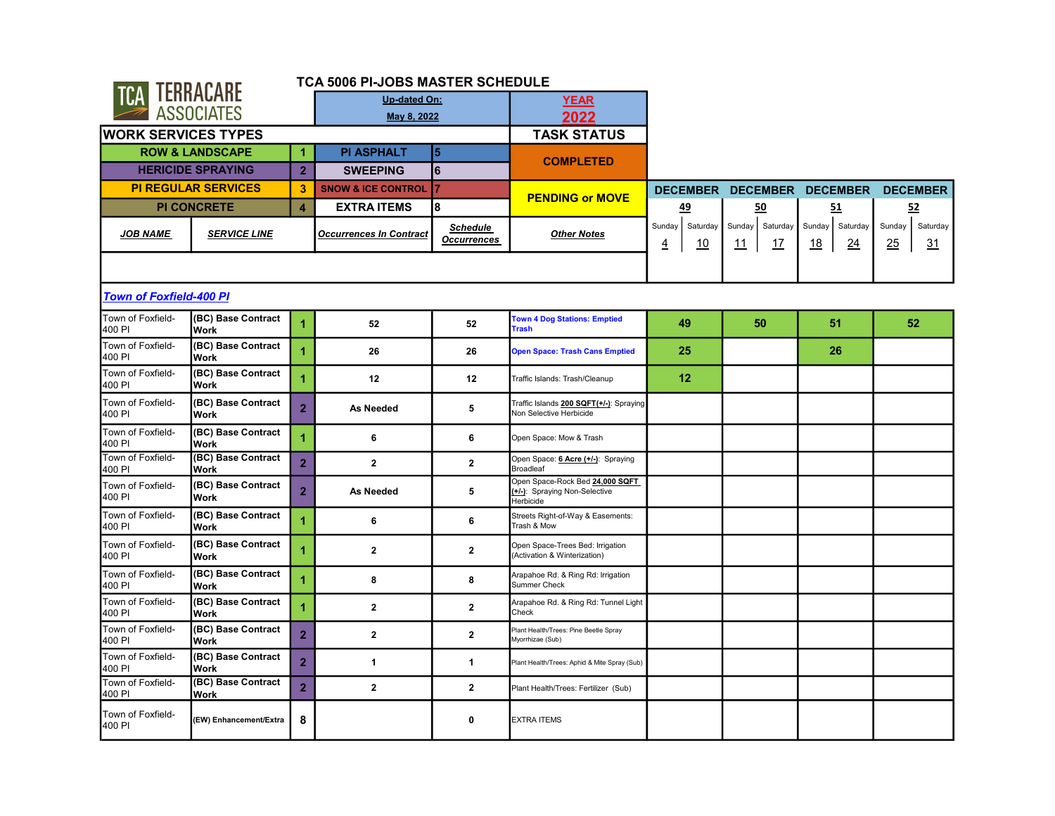# TCA 5006 PI-JOBS MASTER SCHEDULE

TERRACARE ASSOCIATES

Up-dated On: May 8, 2022

YEAR 2022

| WORK SERVICES TYPES | | | | TASK STATUS |
|---|---|---|---|---|
| ROW & LANDSCAPE | 1 | PI ASPHALT | 5 | COMPLETED |
| HERICIDE SPRAYING | 2 | SWEEPING | 6 | |
| PI REGULAR SERVICES | 3 | SNOW & ICE CONTROL | 7 | PENDING or MOVE |
| PI CONCRETE | 4 | EXTRA ITEMS | 8 | |

| JOB NAME | SERVICE LINE | | Occurrences In Contract | Schedule Occurrences | Other Notes | DECEMBER 49 (Sunday 4 – Saturday 10) | DECEMBER 50 (Sunday 11 – Saturday 17) | DECEMBER 51 (Sunday 18 – Saturday 24) | DECEMBER 52 (Sunday 25 – Saturday 31) |
|---|---|---|---|---|---|---|---|---|---|
| ***Town of Foxfield-400 PI*** | | | | | | | | | |
| Town of Foxfield-400 PI | (BC) Base Contract Work | 1 | 52 | 52 | Town 4 Dog Stations: Emptied Trash | 49 | 50 | 51 | 52 |
| Town of Foxfield-400 PI | (BC) Base Contract Work | 1 | 26 | 26 | Open Space: Trash Cans Emptied | 25 | | 26 | |
| Town of Foxfield-400 PI | (BC) Base Contract Work | 1 | 12 | 12 | Traffic Islands: Trash/Cleanup | 12 | | | |
| Town of Foxfield-400 PI | (BC) Base Contract Work | 2 | As Needed | 5 | Traffic Islands 200 SQFT(+/-): Spraying Non Selective Herbicide | | | | |
| Town of Foxfield-400 PI | (BC) Base Contract Work | 1 | 6 | 6 | Open Space: Mow & Trash | | | | |
| Town of Foxfield-400 PI | (BC) Base Contract Work | 2 | 2 | 2 | Open Space: 6 Acre (+/-): Spraying Broadleaf | | | | |
| Town of Foxfield-400 PI | (BC) Base Contract Work | 2 | As Needed | 5 | Open Space-Rock Bed 24,000 SQFT (+/-): Spraying Non-Selective Herbicide | | | | |
| Town of Foxfield-400 PI | (BC) Base Contract Work | 1 | 6 | 6 | Streets Right-of-Way & Easements: Trash & Mow | | | | |
| Town of Foxfield-400 PI | (BC) Base Contract Work | 1 | 2 | 2 | Open Space-Trees Bed: Irrigation (Activation & Winterization) | | | | |
| Town of Foxfield-400 PI | (BC) Base Contract Work | 1 | 8 | 8 | Arapahoe Rd. & Ring Rd: Irrigation Summer Check | | | | |
| Town of Foxfield-400 PI | (BC) Base Contract Work | 1 | 2 | 2 | Arapahoe Rd. & Ring Rd: Tunnel Light Check | | | | |
| Town of Foxfield-400 PI | (BC) Base Contract Work | 2 | 2 | 2 | Plant Health/Trees: Pine Beetle Spray Myorrhizae (Sub) | | | | |
| Town of Foxfield-400 PI | (BC) Base Contract Work | 2 | 1 | 1 | Plant Health/Trees: Aphid & Mite Spray (Sub) | | | | |
| Town of Foxfield-400 PI | (BC) Base Contract Work | 2 | 2 | 2 | Plant Health/Trees: Fertilizer (Sub) | | | | |
| Town of Foxfield-400 PI | (EW) Enhancement/Extra | 8 | | 0 | EXTRA ITEMS | | | | |